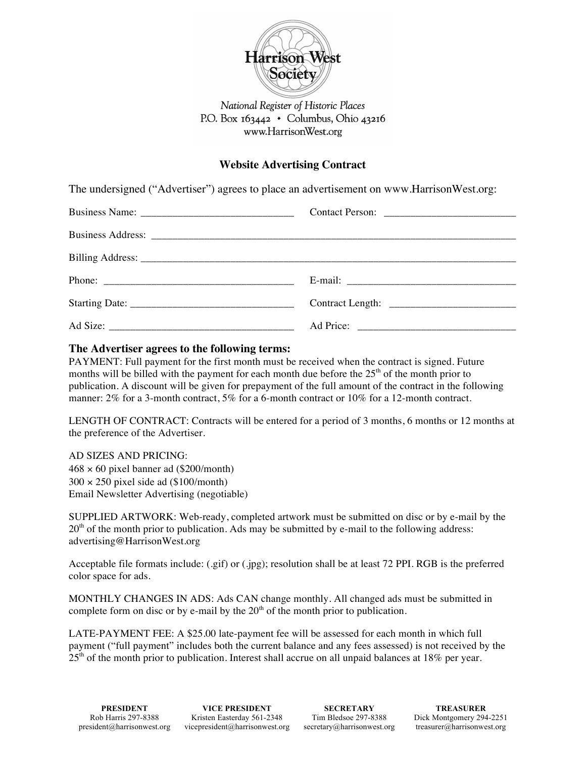# Harrison West Society

*National Register of Historic Places*
P.O. Box 163442 • Columbus, Ohio 43216
www.HarrisonWest.org

## Website Advertising Contract

The undersigned ("Advertiser") agrees to place an advertisement on www.HarrisonWest.org:

Business Name: ____________________________ Contact Person: ________________________

Business Address: ______________________________________________________________________

Billing Address: _______________________________________________________________________

Phone: ___________________________________ E-mail: ________________________________

Starting Date: ______________________________ Contract Length: _______________________

Ad Size: __________________________________ Ad Price: _____________________________

### The Advertiser agrees to the following terms:

PAYMENT: Full payment for the first month must be received when the contract is signed. Future months will be billed with the payment for each month due before the 25th of the month prior to publication. A discount will be given for prepayment of the full amount of the contract in the following manner: 2% for a 3-month contract, 5% for a 6-month contract or 10% for a 12-month contract.

LENGTH OF CONTRACT: Contracts will be entered for a period of 3 months, 6 months or 12 months at the preference of the Advertiser.

AD SIZES AND PRICING:
468 × 60 pixel banner ad ($200/month)
300 × 250 pixel side ad ($100/month)
Email Newsletter Advertising (negotiable)

SUPPLIED ARTWORK: Web-ready, completed artwork must be submitted on disc or by e-mail by the 20th of the month prior to publication. Ads may be submitted by e-mail to the following address: advertising@HarrisonWest.org

Acceptable file formats include: (.gif) or (.jpg); resolution shall be at least 72 PPI. RGB is the preferred color space for ads.

MONTHLY CHANGES IN ADS: Ads CAN change monthly. All changed ads must be submitted in complete form on disc or by e-mail by the 20th of the month prior to publication.

LATE-PAYMENT FEE: A $25.00 late-payment fee will be assessed for each month in which full payment ("full payment" includes both the current balance and any fees assessed) is not received by the 25th of the month prior to publication. Interest shall accrue on all unpaid balances at 18% per year.

| PRESIDENT | VICE PRESIDENT | SECRETARY | TREASURER |
|---|---|---|---|
| Rob Harris 297-8388 | Kristen Easterday 561-2348 | Tim Bledsoe 297-8388 | Dick Montgomery 294-2251 |
| president@harrisonwest.org | vicepresident@harrisonwest.org | secretary@harrisonwest.org | treasurer@harrisonwest.org |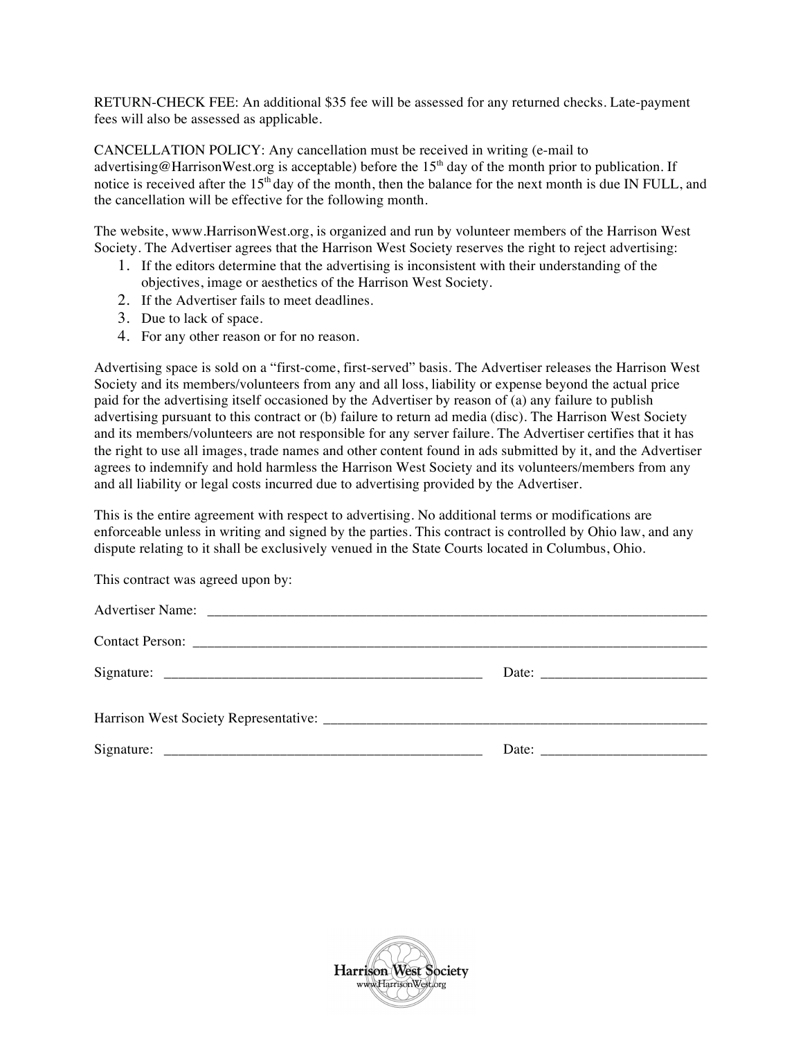RETURN-CHECK FEE: An additional $35 fee will be assessed for any returned checks. Late-payment fees will also be assessed as applicable.

CANCELLATION POLICY: Any cancellation must be received in writing (e-mail to advertising@HarrisonWest.org is acceptable) before the 15th day of the month prior to publication. If notice is received after the 15th day of the month, then the balance for the next month is due IN FULL, and the cancellation will be effective for the following month.

The website, www.HarrisonWest.org, is organized and run by volunteer members of the Harrison West Society. The Advertiser agrees that the Harrison West Society reserves the right to reject advertising:

1. If the editors determine that the advertising is inconsistent with their understanding of the objectives, image or aesthetics of the Harrison West Society.
2. If the Advertiser fails to meet deadlines.
3. Due to lack of space.
4. For any other reason or for no reason.

Advertising space is sold on a "first-come, first-served" basis. The Advertiser releases the Harrison West Society and its members/volunteers from any and all loss, liability or expense beyond the actual price paid for the advertising itself occasioned by the Advertiser by reason of (a) any failure to publish advertising pursuant to this contract or (b) failure to return ad media (disc). The Harrison West Society and its members/volunteers are not responsible for any server failure. The Advertiser certifies that it has the right to use all images, trade names and other content found in ads submitted by it, and the Advertiser agrees to indemnify and hold harmless the Harrison West Society and its volunteers/members from any and all liability or legal costs incurred due to advertising provided by the Advertiser.

This is the entire agreement with respect to advertising. No additional terms or modifications are enforceable unless in writing and signed by the parties. This contract is controlled by Ohio law, and any dispute relating to it shall be exclusively venued in the State Courts located in Columbus, Ohio.

This contract was agreed upon by:

Advertiser Name: ___________________________________________________________________________

Contact Person: ____________________________________________________________________________

Signature: ______________________________________________ Date: _______________________

Harrison West Society Representative: ________________________________________________________

Signature: ______________________________________________ Date: _______________________

Harrison West Society
www.HarrisonWest.org